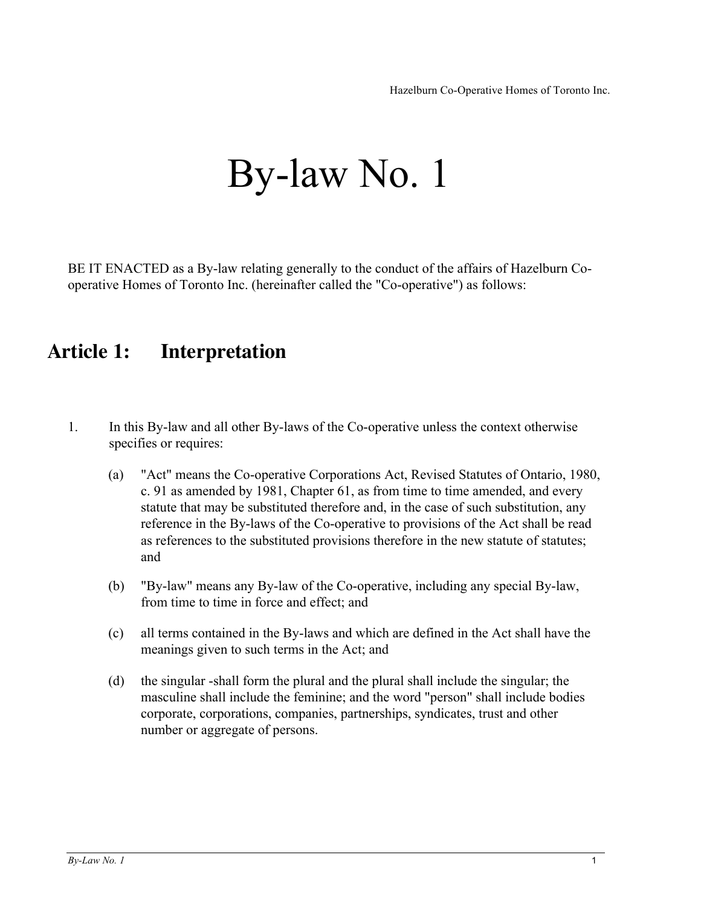# By-law No. 1

BE IT ENACTED as a By-law relating generally to the conduct of the affairs of Hazelburn Co-operative Homes of Toronto Inc. (hereinafter called the "Co-operative") as follows:

## Article 1: Interpretation

1. In this By-law and all other By-laws of the Co-operative unless the context otherwise specifies or requires:

   (a) "Act" means the Co-operative Corporations Act, Revised Statutes of Ontario, 1980, c. 91 as amended by 1981, Chapter 61, as from time to time amended, and every statute that may be substituted therefore and, in the case of such substitution, any reference in the By-laws of the Co-operative to provisions of the Act shall be read as references to the substituted provisions therefore in the new statute of statutes; and

   (b) "By-law" means any By-law of the Co-operative, including any special By-law, from time to time in force and effect; and

   (c) all terms contained in the By-laws and which are defined in the Act shall have the meanings given to such terms in the Act; and

   (d) the singular -shall form the plural and the plural shall include the singular; the masculine shall include the feminine; and the word "person" shall include bodies corporate, corporations, companies, partnerships, syndicates, trust and other number or aggregate of persons.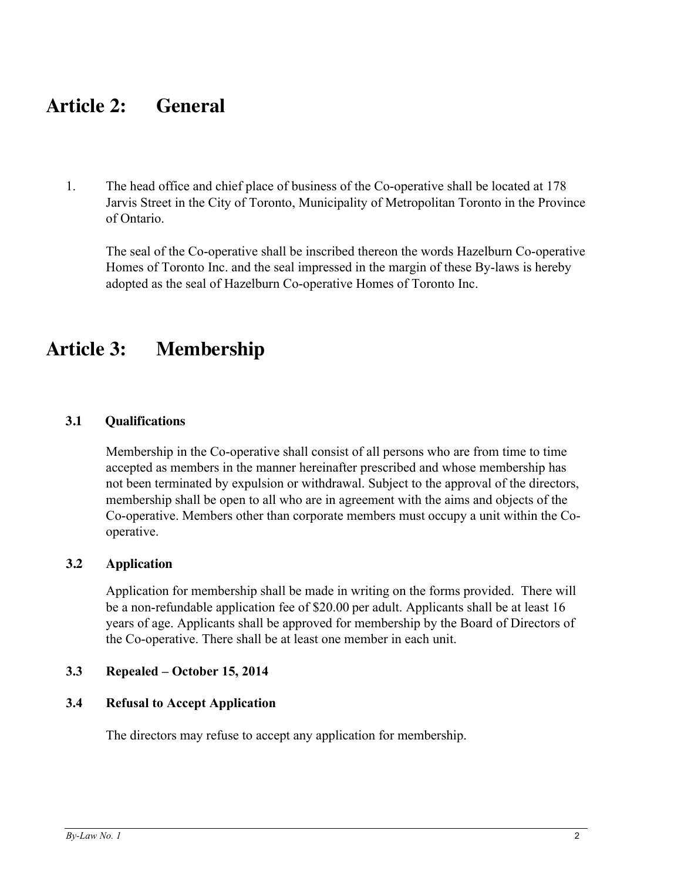# Article 2: General

1. The head office and chief place of business of the Co-operative shall be located at 178 Jarvis Street in the City of Toronto, Municipality of Metropolitan Toronto in the Province of Ontario.

   The seal of the Co-operative shall be inscribed thereon the words Hazelburn Co-operative Homes of Toronto Inc. and the seal impressed in the margin of these By-laws is hereby adopted as the seal of Hazelburn Co-operative Homes of Toronto Inc.

# Article 3: Membership

### 3.1 Qualifications

Membership in the Co-operative shall consist of all persons who are from time to time accepted as members in the manner hereinafter prescribed and whose membership has not been terminated by expulsion or withdrawal. Subject to the approval of the directors, membership shall be open to all who are in agreement with the aims and objects of the Co-operative. Members other than corporate members must occupy a unit within the Co-operative.

### 3.2 Application

Application for membership shall be made in writing on the forms provided. There will be a non-refundable application fee of $20.00 per adult. Applicants shall be at least 16 years of age. Applicants shall be approved for membership by the Board of Directors of the Co-operative. There shall be at least one member in each unit.

### 3.3 Repealed – October 15, 2014

### 3.4 Refusal to Accept Application

The directors may refuse to accept any application for membership.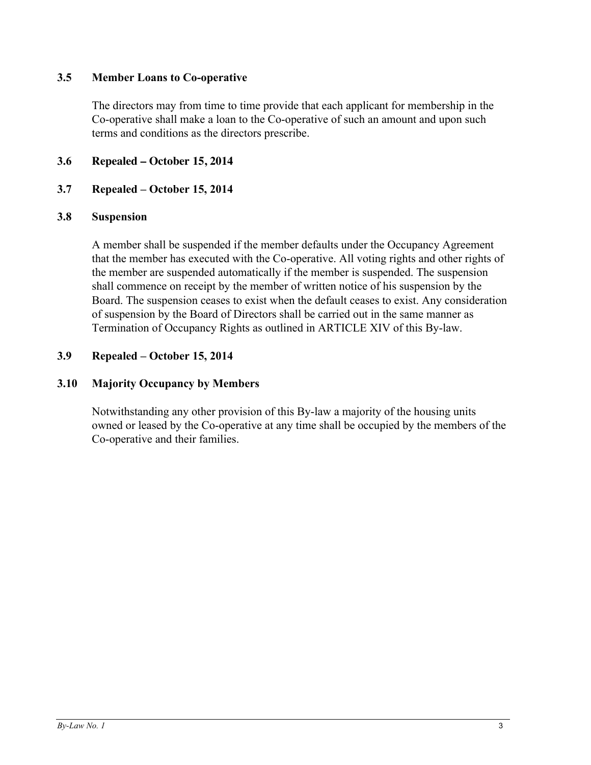### 3.5 Member Loans to Co-operative

The directors may from time to time provide that each applicant for membership in the Co-operative shall make a loan to the Co-operative of such an amount and upon such terms and conditions as the directors prescribe.

### 3.6 Repealed – October 15, 2014

### 3.7 Repealed – October 15, 2014

### 3.8 Suspension

A member shall be suspended if the member defaults under the Occupancy Agreement that the member has executed with the Co-operative. All voting rights and other rights of the member are suspended automatically if the member is suspended. The suspension shall commence on receipt by the member of written notice of his suspension by the Board. The suspension ceases to exist when the default ceases to exist. Any consideration of suspension by the Board of Directors shall be carried out in the same manner as Termination of Occupancy Rights as outlined in ARTICLE XIV of this By-law.

### 3.9 Repealed – October 15, 2014

### 3.10 Majority Occupancy by Members

Notwithstanding any other provision of this By-law a majority of the housing units owned or leased by the Co-operative at any time shall be occupied by the members of the Co-operative and their families.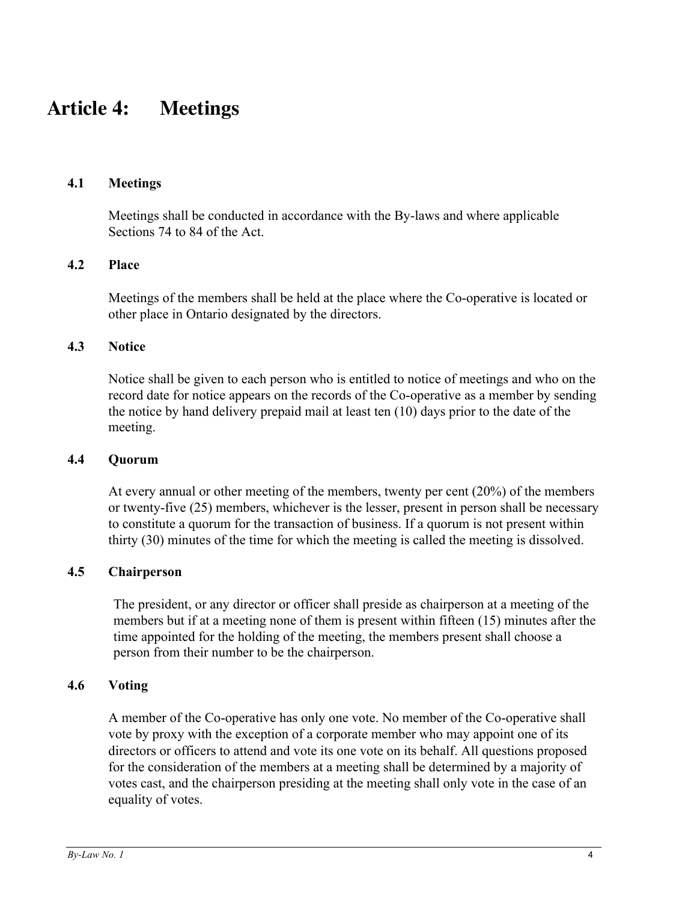# Article 4: Meetings

### 4.1 Meetings

Meetings shall be conducted in accordance with the By-laws and where applicable Sections 74 to 84 of the Act.

### 4.2 Place

Meetings of the members shall be held at the place where the Co-operative is located or other place in Ontario designated by the directors.

### 4.3 Notice

Notice shall be given to each person who is entitled to notice of meetings and who on the record date for notice appears on the records of the Co-operative as a member by sending the notice by hand delivery prepaid mail at least ten (10) days prior to the date of the meeting.

### 4.4 Quorum

At every annual or other meeting of the members, twenty per cent (20%) of the members or twenty-five (25) members, whichever is the lesser, present in person shall be necessary to constitute a quorum for the transaction of business. If a quorum is not present within thirty (30) minutes of the time for which the meeting is called the meeting is dissolved.

### 4.5 Chairperson

The president, or any director or officer shall preside as chairperson at a meeting of the members but if at a meeting none of them is present within fifteen (15) minutes after the time appointed for the holding of the meeting, the members present shall choose a person from their number to be the chairperson.

### 4.6 Voting

A member of the Co-operative has only one vote. No member of the Co-operative shall vote by proxy with the exception of a corporate member who may appoint one of its directors or officers to attend and vote its one vote on its behalf. All questions proposed for the consideration of the members at a meeting shall be determined by a majority of votes cast, and the chairperson presiding at the meeting shall only vote in the case of an equality of votes.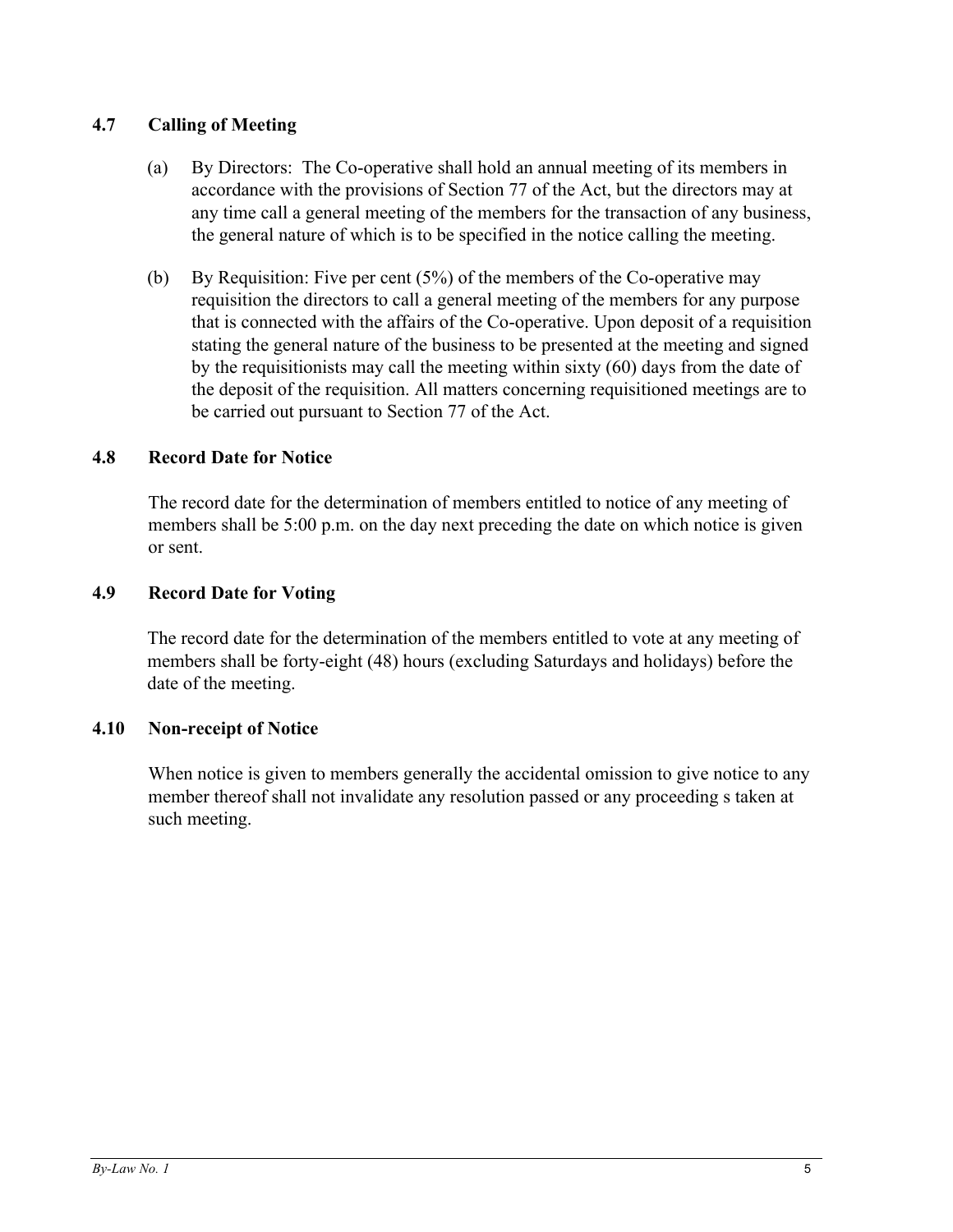### 4.7 Calling of Meeting

(a) By Directors: The Co-operative shall hold an annual meeting of its members in accordance with the provisions of Section 77 of the Act, but the directors may at any time call a general meeting of the members for the transaction of any business, the general nature of which is to be specified in the notice calling the meeting.

(b) By Requisition: Five per cent (5%) of the members of the Co-operative may requisition the directors to call a general meeting of the members for any purpose that is connected with the affairs of the Co-operative. Upon deposit of a requisition stating the general nature of the business to be presented at the meeting and signed by the requisitionists may call the meeting within sixty (60) days from the date of the deposit of the requisition. All matters concerning requisitioned meetings are to be carried out pursuant to Section 77 of the Act.

### 4.8 Record Date for Notice

The record date for the determination of members entitled to notice of any meeting of members shall be 5:00 p.m. on the day next preceding the date on which notice is given or sent.

### 4.9 Record Date for Voting

The record date for the determination of the members entitled to vote at any meeting of members shall be forty-eight (48) hours (excluding Saturdays and holidays) before the date of the meeting.

### 4.10 Non-receipt of Notice

When notice is given to members generally the accidental omission to give notice to any member thereof shall not invalidate any resolution passed or any proceeding s taken at such meeting.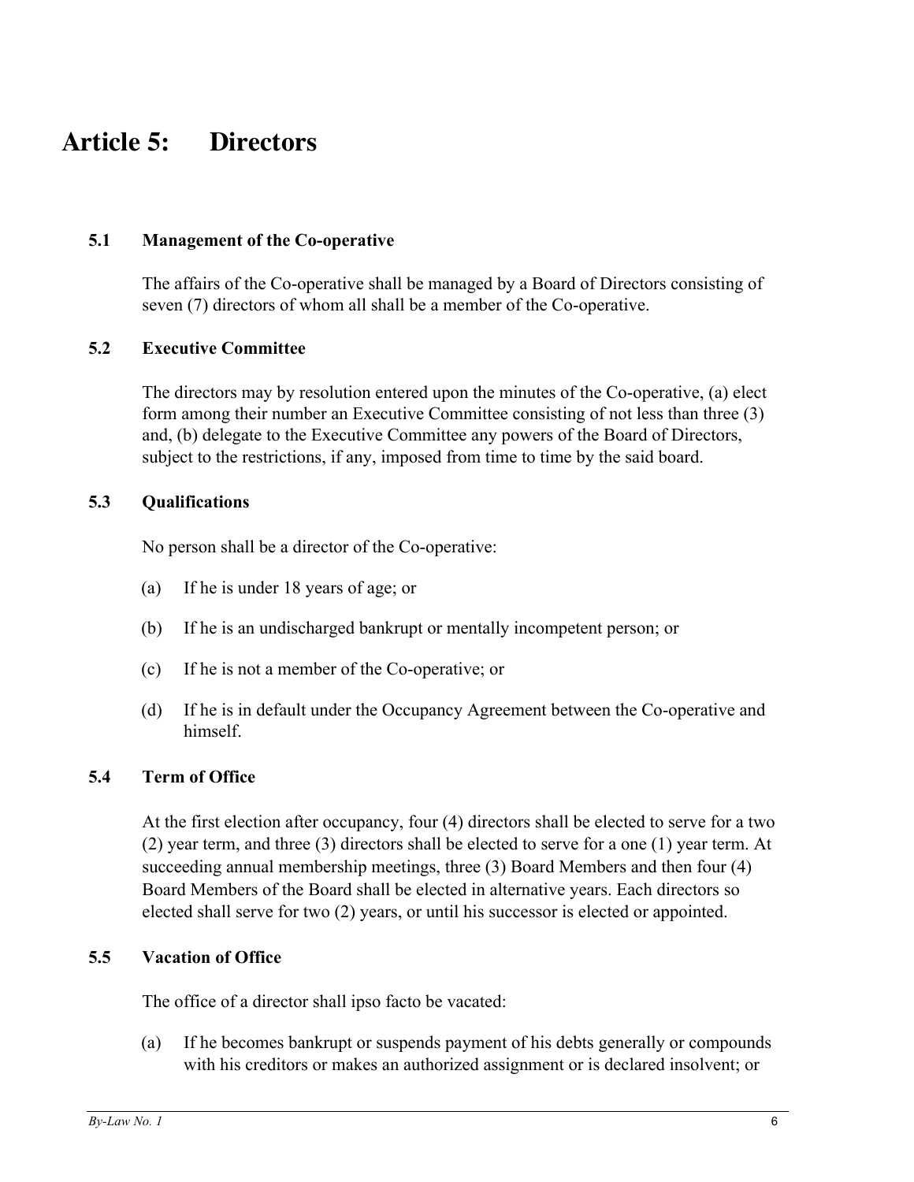# Article 5: Directors

### 5.1 Management of the Co-operative

The affairs of the Co-operative shall be managed by a Board of Directors consisting of seven (7) directors of whom all shall be a member of the Co-operative.

### 5.2 Executive Committee

The directors may by resolution entered upon the minutes of the Co-operative, (a) elect form among their number an Executive Committee consisting of not less than three (3) and, (b) delegate to the Executive Committee any powers of the Board of Directors, subject to the restrictions, if any, imposed from time to time by the said board.

### 5.3 Qualifications

No person shall be a director of the Co-operative:

(a) If he is under 18 years of age; or

(b) If he is an undischarged bankrupt or mentally incompetent person; or

(c) If he is not a member of the Co-operative; or

(d) If he is in default under the Occupancy Agreement between the Co-operative and himself.

### 5.4 Term of Office

At the first election after occupancy, four (4) directors shall be elected to serve for a two (2) year term, and three (3) directors shall be elected to serve for a one (1) year term. At succeeding annual membership meetings, three (3) Board Members and then four (4) Board Members of the Board shall be elected in alternative years. Each directors so elected shall serve for two (2) years, or until his successor is elected or appointed.

### 5.5 Vacation of Office

The office of a director shall ipso facto be vacated:

(a) If he becomes bankrupt or suspends payment of his debts generally or compounds with his creditors or makes an authorized assignment or is declared insolvent; or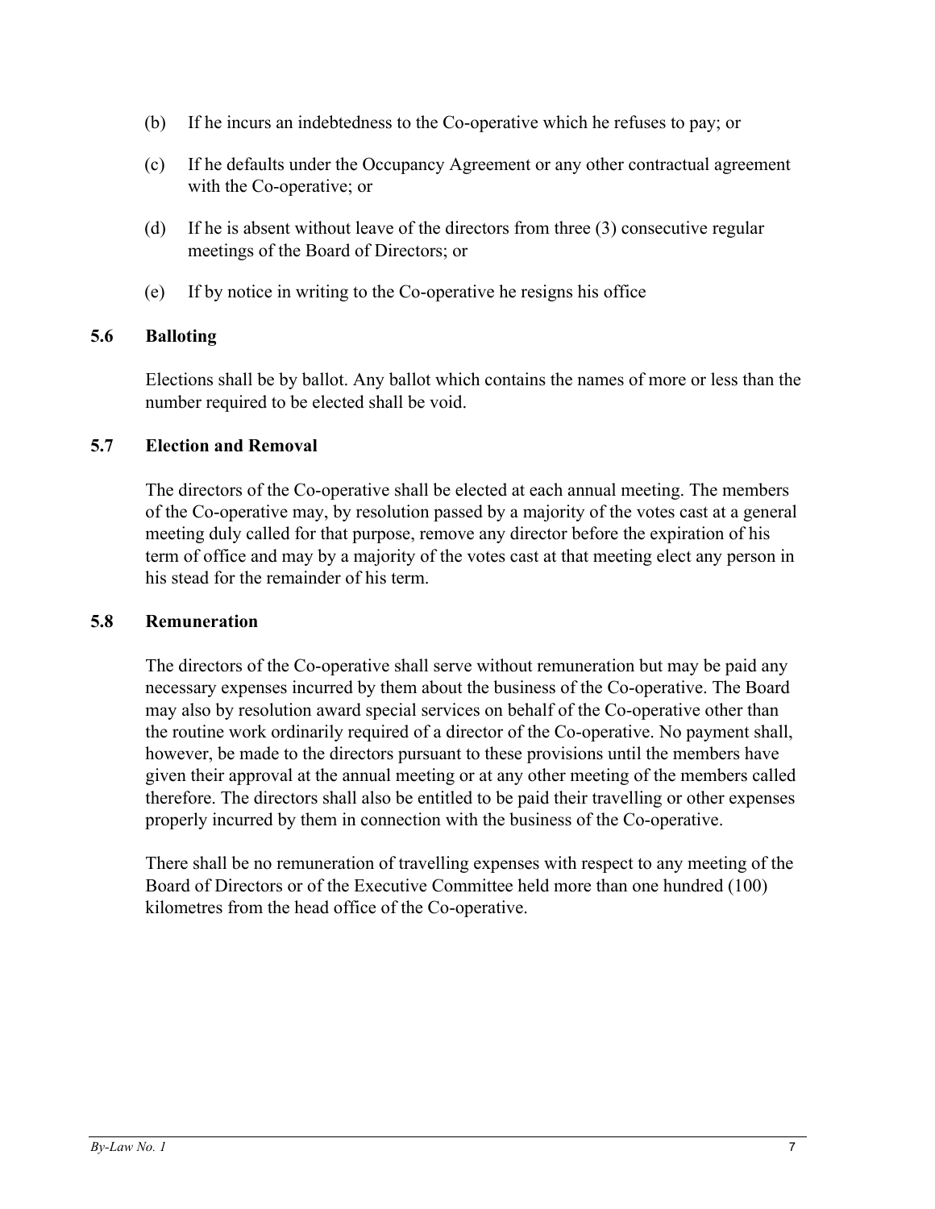(b) If he incurs an indebtedness to the Co-operative which he refuses to pay; or

(c) If he defaults under the Occupancy Agreement or any other contractual agreement with the Co-operative; or

(d) If he is absent without leave of the directors from three (3) consecutive regular meetings of the Board of Directors; or

(e) If by notice in writing to the Co-operative he resigns his office

### 5.6 Balloting

Elections shall be by ballot. Any ballot which contains the names of more or less than the number required to be elected shall be void.

### 5.7 Election and Removal

The directors of the Co-operative shall be elected at each annual meeting. The members of the Co-operative may, by resolution passed by a majority of the votes cast at a general meeting duly called for that purpose, remove any director before the expiration of his term of office and may by a majority of the votes cast at that meeting elect any person in his stead for the remainder of his term.

### 5.8 Remuneration

The directors of the Co-operative shall serve without remuneration but may be paid any necessary expenses incurred by them about the business of the Co-operative. The Board may also by resolution award special services on behalf of the Co-operative other than the routine work ordinarily required of a director of the Co-operative. No payment shall, however, be made to the directors pursuant to these provisions until the members have given their approval at the annual meeting or at any other meeting of the members called therefore. The directors shall also be entitled to be paid their travelling or other expenses properly incurred by them in connection with the business of the Co-operative.

There shall be no remuneration of travelling expenses with respect to any meeting of the Board of Directors or of the Executive Committee held more than one hundred (100) kilometres from the head office of the Co-operative.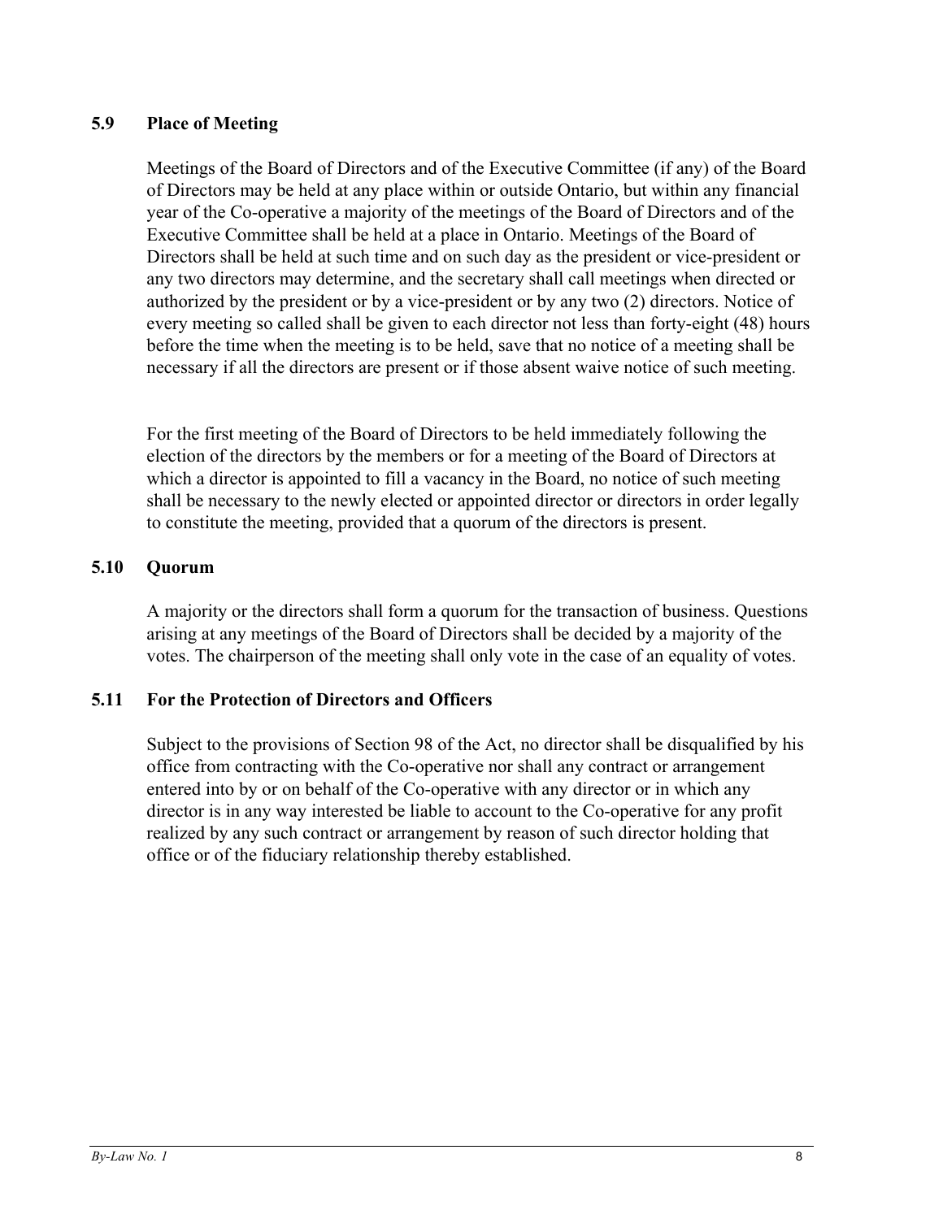### 5.9 Place of Meeting

Meetings of the Board of Directors and of the Executive Committee (if any) of the Board of Directors may be held at any place within or outside Ontario, but within any financial year of the Co-operative a majority of the meetings of the Board of Directors and of the Executive Committee shall be held at a place in Ontario. Meetings of the Board of Directors shall be held at such time and on such day as the president or vice-president or any two directors may determine, and the secretary shall call meetings when directed or authorized by the president or by a vice-president or by any two (2) directors. Notice of every meeting so called shall be given to each director not less than forty-eight (48) hours before the time when the meeting is to be held, save that no notice of a meeting shall be necessary if all the directors are present or if those absent waive notice of such meeting.

For the first meeting of the Board of Directors to be held immediately following the election of the directors by the members or for a meeting of the Board of Directors at which a director is appointed to fill a vacancy in the Board, no notice of such meeting shall be necessary to the newly elected or appointed director or directors in order legally to constitute the meeting, provided that a quorum of the directors is present.

### 5.10 Quorum

A majority or the directors shall form a quorum for the transaction of business. Questions arising at any meetings of the Board of Directors shall be decided by a majority of the votes. The chairperson of the meeting shall only vote in the case of an equality of votes.

### 5.11 For the Protection of Directors and Officers

Subject to the provisions of Section 98 of the Act, no director shall be disqualified by his office from contracting with the Co-operative nor shall any contract or arrangement entered into by or on behalf of the Co-operative with any director or in which any director is in any way interested be liable to account to the Co-operative for any profit realized by any such contract or arrangement by reason of such director holding that office or of the fiduciary relationship thereby established.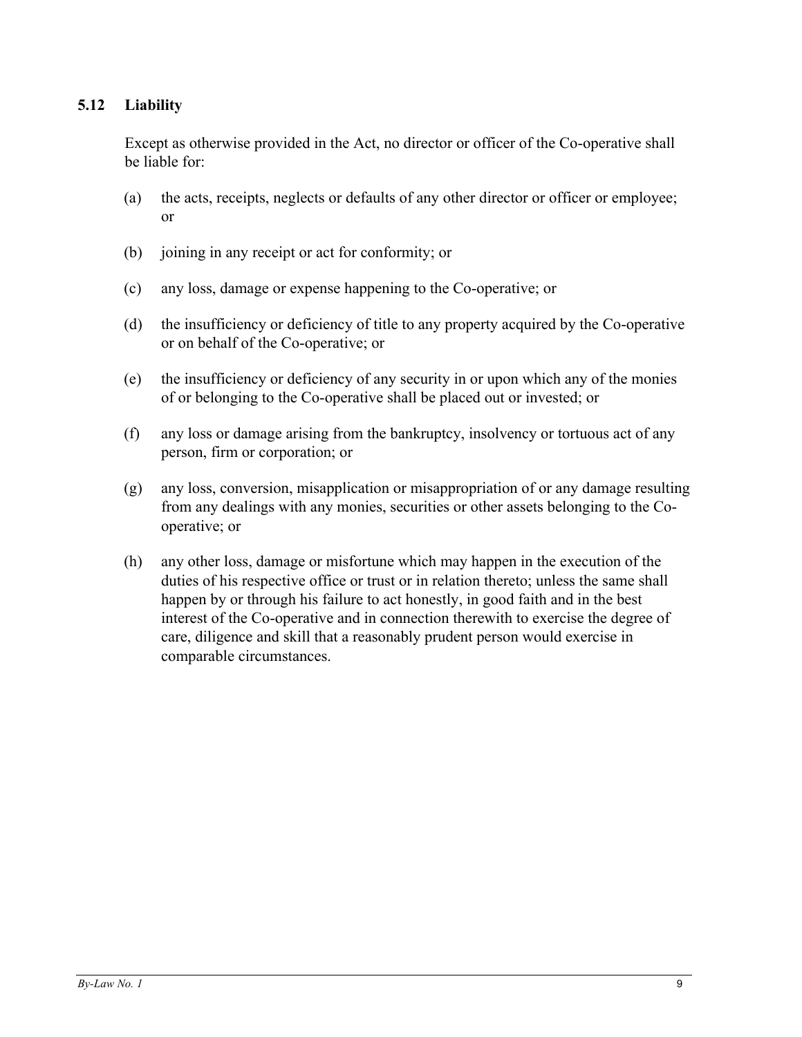### 5.12 Liability

Except as otherwise provided in the Act, no director or officer of the Co-operative shall be liable for:

(a) the acts, receipts, neglects or defaults of any other director or officer or employee; or

(b) joining in any receipt or act for conformity; or

(c) any loss, damage or expense happening to the Co-operative; or

(d) the insufficiency or deficiency of title to any property acquired by the Co-operative or on behalf of the Co-operative; or

(e) the insufficiency or deficiency of any security in or upon which any of the monies of or belonging to the Co-operative shall be placed out or invested; or

(f) any loss or damage arising from the bankruptcy, insolvency or tortuous act of any person, firm or corporation; or

(g) any loss, conversion, misapplication or misappropriation of or any damage resulting from any dealings with any monies, securities or other assets belonging to the Co-operative; or

(h) any other loss, damage or misfortune which may happen in the execution of the duties of his respective office or trust or in relation thereto; unless the same shall happen by or through his failure to act honestly, in good faith and in the best interest of the Co-operative and in connection therewith to exercise the degree of care, diligence and skill that a reasonably prudent person would exercise in comparable circumstances.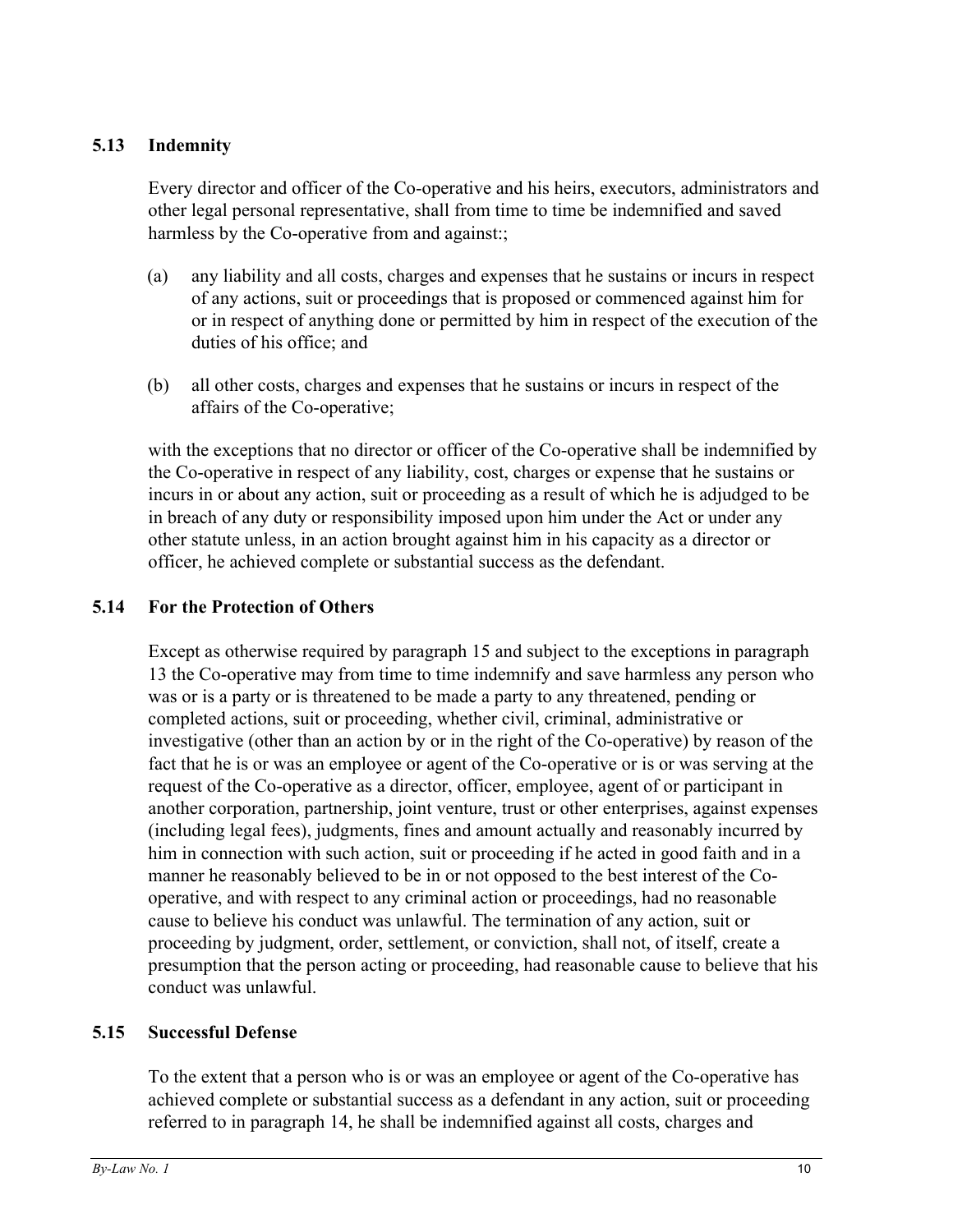### 5.13 Indemnity

Every director and officer of the Co-operative and his heirs, executors, administrators and other legal personal representative, shall from time to time be indemnified and saved harmless by the Co-operative from and against:;

(a) any liability and all costs, charges and expenses that he sustains or incurs in respect of any actions, suit or proceedings that is proposed or commenced against him for or in respect of anything done or permitted by him in respect of the execution of the duties of his office; and

(b) all other costs, charges and expenses that he sustains or incurs in respect of the affairs of the Co-operative;

with the exceptions that no director or officer of the Co-operative shall be indemnified by the Co-operative in respect of any liability, cost, charges or expense that he sustains or incurs in or about any action, suit or proceeding as a result of which he is adjudged to be in breach of any duty or responsibility imposed upon him under the Act or under any other statute unless, in an action brought against him in his capacity as a director or officer, he achieved complete or substantial success as the defendant.

### 5.14 For the Protection of Others

Except as otherwise required by paragraph 15 and subject to the exceptions in paragraph 13 the Co-operative may from time to time indemnify and save harmless any person who was or is a party or is threatened to be made a party to any threatened, pending or completed actions, suit or proceeding, whether civil, criminal, administrative or investigative (other than an action by or in the right of the Co-operative) by reason of the fact that he is or was an employee or agent of the Co-operative or is or was serving at the request of the Co-operative as a director, officer, employee, agent of or participant in another corporation, partnership, joint venture, trust or other enterprises, against expenses (including legal fees), judgments, fines and amount actually and reasonably incurred by him in connection with such action, suit or proceeding if he acted in good faith and in a manner he reasonably believed to be in or not opposed to the best interest of the Co-operative, and with respect to any criminal action or proceedings, had no reasonable cause to believe his conduct was unlawful. The termination of any action, suit or proceeding by judgment, order, settlement, or conviction, shall not, of itself, create a presumption that the person acting or proceeding, had reasonable cause to believe that his conduct was unlawful.

### 5.15 Successful Defense

To the extent that a person who is or was an employee or agent of the Co-operative has achieved complete or substantial success as a defendant in any action, suit or proceeding referred to in paragraph 14, he shall be indemnified against all costs, charges and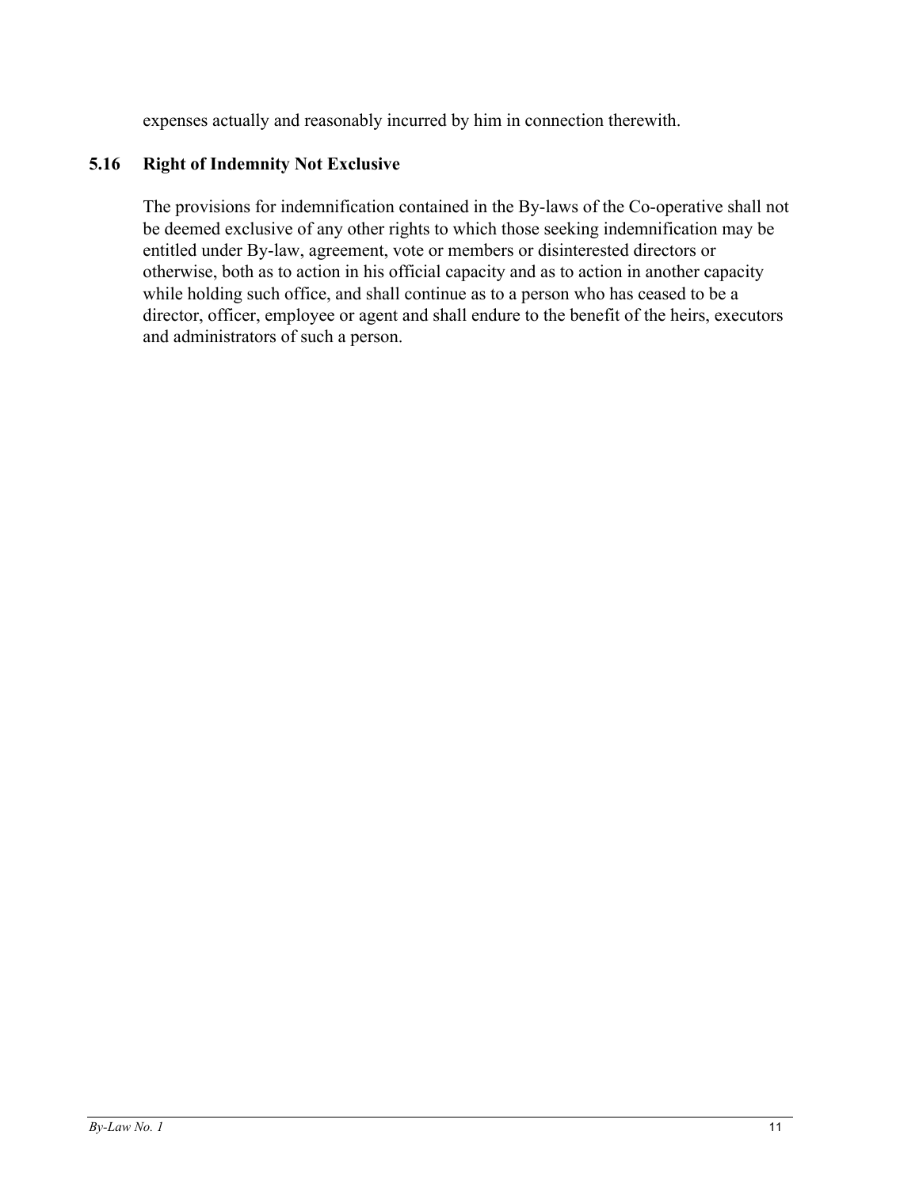expenses actually and reasonably incurred by him in connection therewith.

### 5.16 Right of Indemnity Not Exclusive

The provisions for indemnification contained in the By-laws of the Co-operative shall not be deemed exclusive of any other rights to which those seeking indemnification may be entitled under By-law, agreement, vote or members or disinterested directors or otherwise, both as to action in his official capacity and as to action in another capacity while holding such office, and shall continue as to a person who has ceased to be a director, officer, employee or agent and shall endure to the benefit of the heirs, executors and administrators of such a person.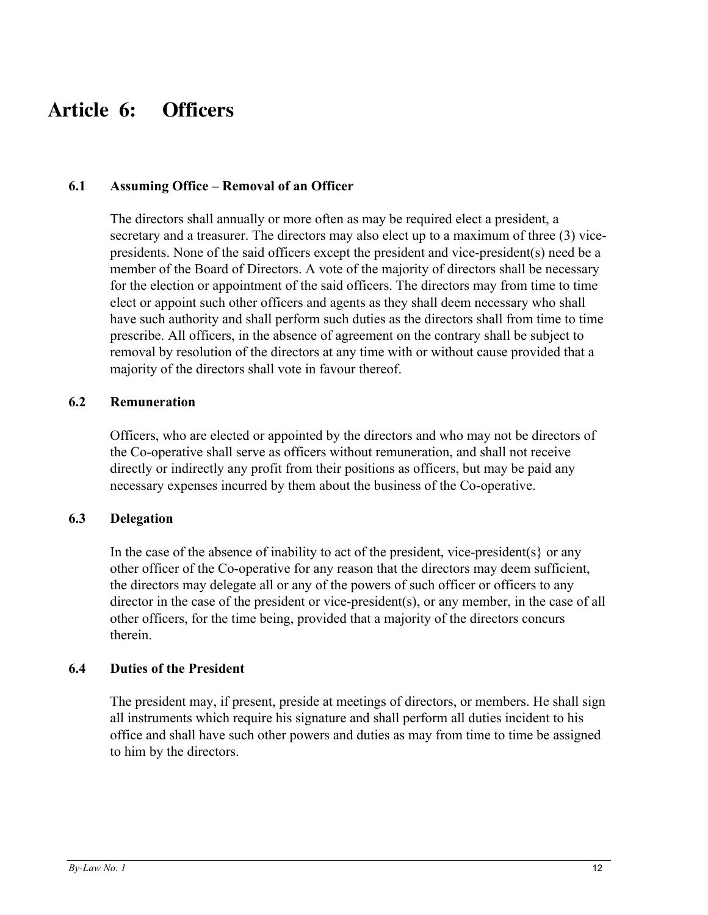# Article 6: Officers

### 6.1 Assuming Office – Removal of an Officer

The directors shall annually or more often as may be required elect a president, a secretary and a treasurer. The directors may also elect up to a maximum of three (3) vice-presidents. None of the said officers except the president and vice-president(s) need be a member of the Board of Directors. A vote of the majority of directors shall be necessary for the election or appointment of the said officers. The directors may from time to time elect or appoint such other officers and agents as they shall deem necessary who shall have such authority and shall perform such duties as the directors shall from time to time prescribe. All officers, in the absence of agreement on the contrary shall be subject to removal by resolution of the directors at any time with or without cause provided that a majority of the directors shall vote in favour thereof.

### 6.2 Remuneration

Officers, who are elected or appointed by the directors and who may not be directors of the Co-operative shall serve as officers without remuneration, and shall not receive directly or indirectly any profit from their positions as officers, but may be paid any necessary expenses incurred by them about the business of the Co-operative.

### 6.3 Delegation

In the case of the absence of inability to act of the president, vice-president(s} or any other officer of the Co-operative for any reason that the directors may deem sufficient, the directors may delegate all or any of the powers of such officer or officers to any director in the case of the president or vice-president(s), or any member, in the case of all other officers, for the time being, provided that a majority of the directors concurs therein.

### 6.4 Duties of the President

The president may, if present, preside at meetings of directors, or members. He shall sign all instruments which require his signature and shall perform all duties incident to his office and shall have such other powers and duties as may from time to time be assigned to him by the directors.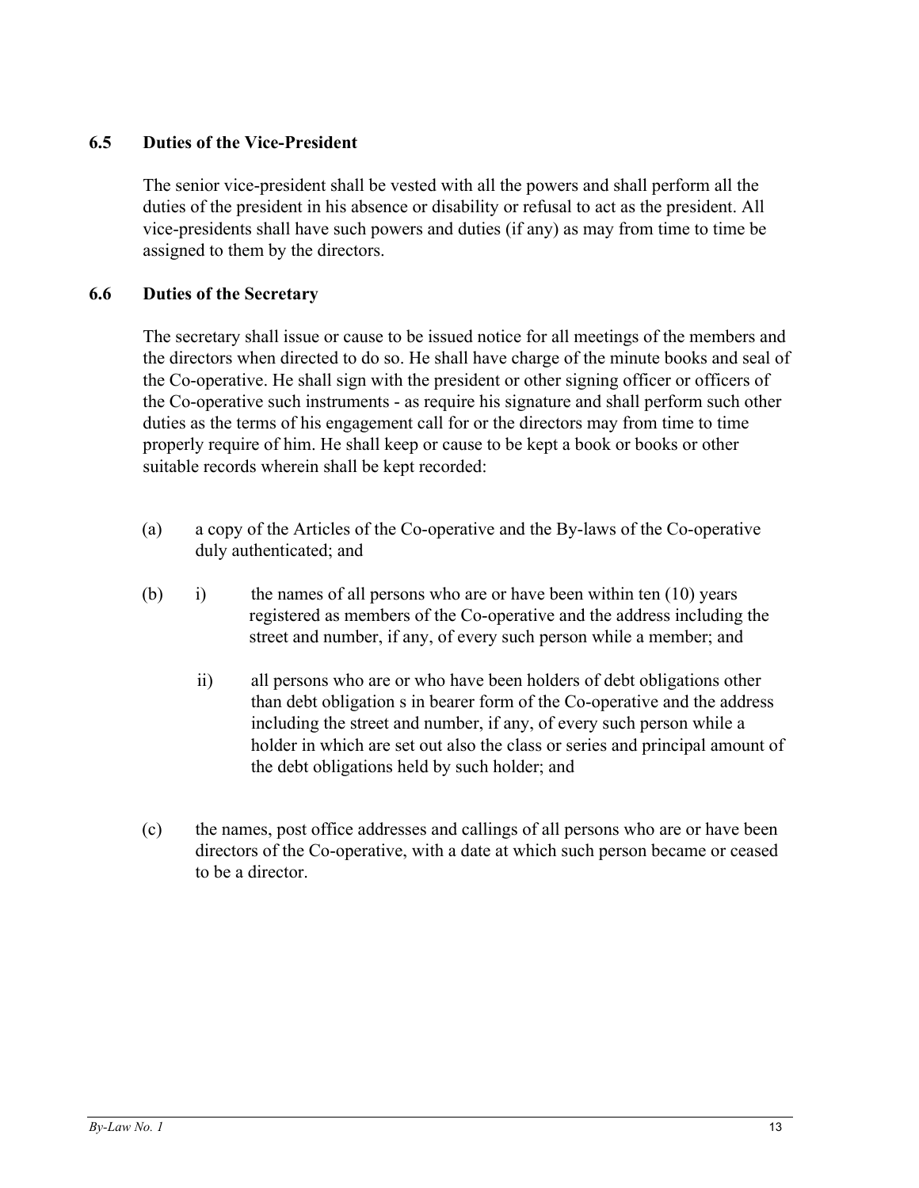### 6.5 Duties of the Vice-President

The senior vice-president shall be vested with all the powers and shall perform all the duties of the president in his absence or disability or refusal to act as the president. All vice-presidents shall have such powers and duties (if any) as may from time to time be assigned to them by the directors.

### 6.6 Duties of the Secretary

The secretary shall issue or cause to be issued notice for all meetings of the members and the directors when directed to do so. He shall have charge of the minute books and seal of the Co-operative. He shall sign with the president or other signing officer or officers of the Co-operative such instruments - as require his signature and shall perform such other duties as the terms of his engagement call for or the directors may from time to time properly require of him. He shall keep or cause to be kept a book or books or other suitable records wherein shall be kept recorded:

(a) a copy of the Articles of the Co-operative and the By-laws of the Co-operative duly authenticated; and

(b) i) the names of all persons who are or have been within ten (10) years registered as members of the Co-operative and the address including the street and number, if any, of every such person while a member; and

ii) all persons who are or who have been holders of debt obligations other than debt obligation s in bearer form of the Co-operative and the address including the street and number, if any, of every such person while a holder in which are set out also the class or series and principal amount of the debt obligations held by such holder; and

(c) the names, post office addresses and callings of all persons who are or have been directors of the Co-operative, with a date at which such person became or ceased to be a director.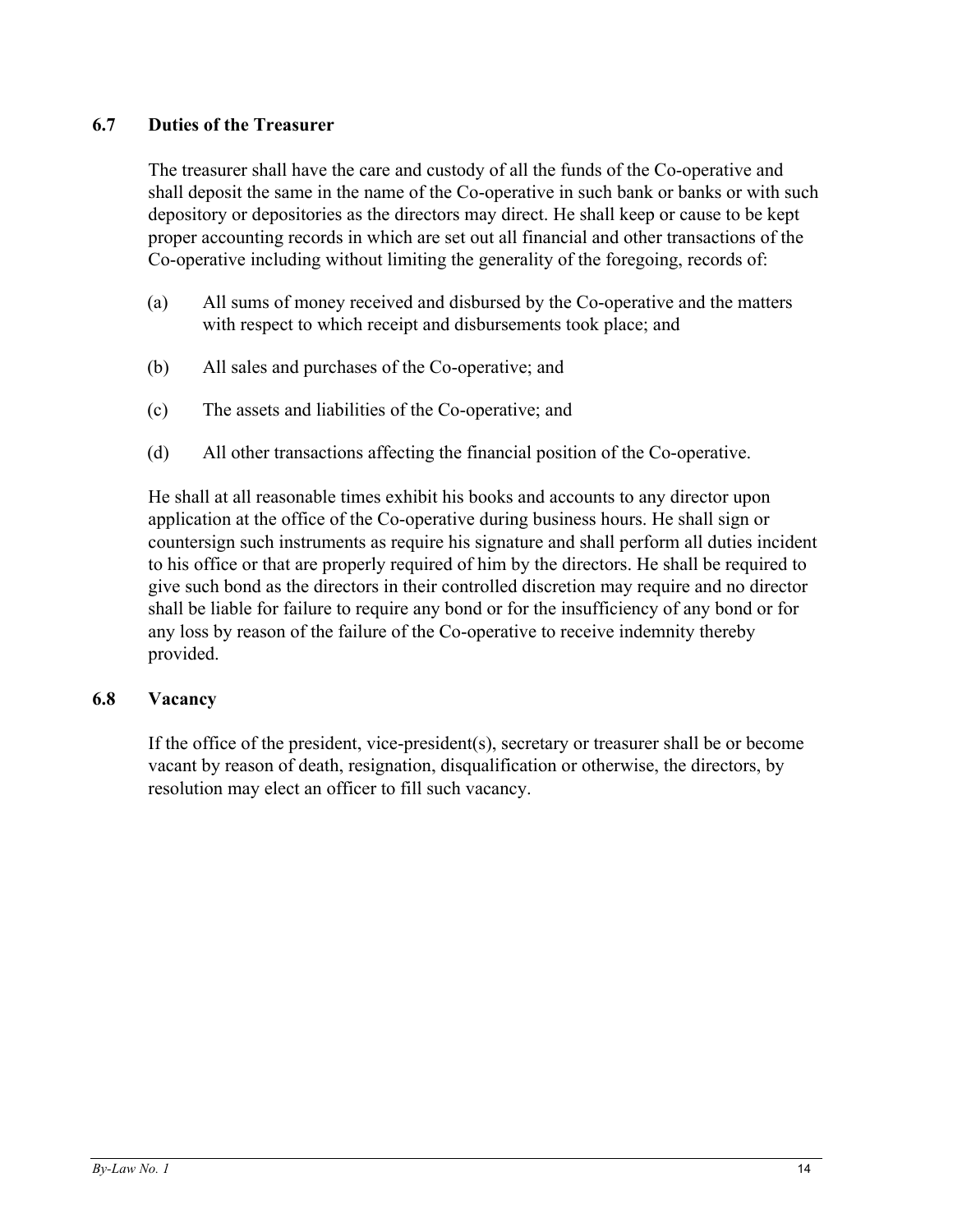### 6.7 Duties of the Treasurer

The treasurer shall have the care and custody of all the funds of the Co-operative and shall deposit the same in the name of the Co-operative in such bank or banks or with such depository or depositories as the directors may direct. He shall keep or cause to be kept proper accounting records in which are set out all financial and other transactions of the Co-operative including without limiting the generality of the foregoing, records of:

(a) All sums of money received and disbursed by the Co-operative and the matters with respect to which receipt and disbursements took place; and

(b) All sales and purchases of the Co-operative; and

(c) The assets and liabilities of the Co-operative; and

(d) All other transactions affecting the financial position of the Co-operative.

He shall at all reasonable times exhibit his books and accounts to any director upon application at the office of the Co-operative during business hours. He shall sign or countersign such instruments as require his signature and shall perform all duties incident to his office or that are properly required of him by the directors. He shall be required to give such bond as the directors in their controlled discretion may require and no director shall be liable for failure to require any bond or for the insufficiency of any bond or for any loss by reason of the failure of the Co-operative to receive indemnity thereby provided.

### 6.8 Vacancy

If the office of the president, vice-president(s), secretary or treasurer shall be or become vacant by reason of death, resignation, disqualification or otherwise, the directors, by resolution may elect an officer to fill such vacancy.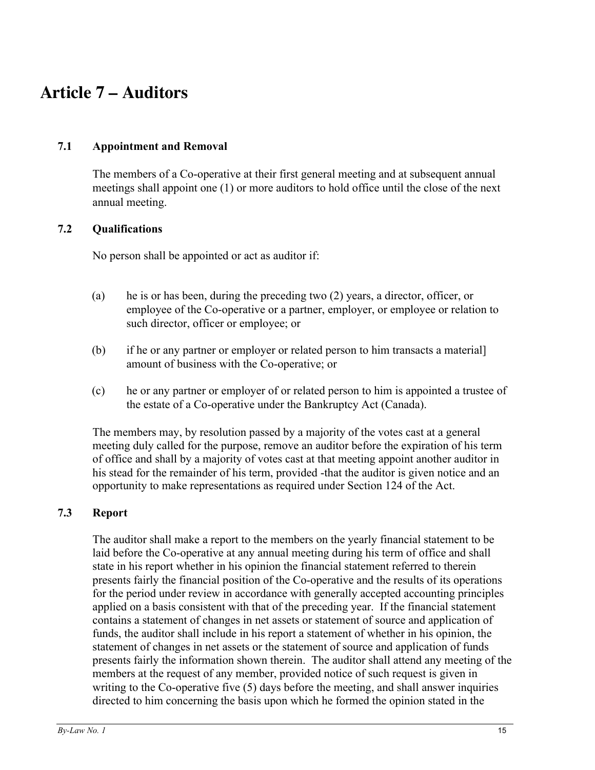# Article 7 – Auditors

### 7.1 Appointment and Removal

The members of a Co-operative at their first general meeting and at subsequent annual meetings shall appoint one (1) or more auditors to hold office until the close of the next annual meeting.

### 7.2 Qualifications

No person shall be appointed or act as auditor if:

(a) he is or has been, during the preceding two (2) years, a director, officer, or employee of the Co-operative or a partner, employer, or employee or relation to such director, officer or employee; or

(b) if he or any partner or employer or related person to him transacts a material] amount of business with the Co-operative; or

(c) he or any partner or employer of or related person to him is appointed a trustee of the estate of a Co-operative under the Bankruptcy Act (Canada).

The members may, by resolution passed by a majority of the votes cast at a general meeting duly called for the purpose, remove an auditor before the expiration of his term of office and shall by a majority of votes cast at that meeting appoint another auditor in his stead for the remainder of his term, provided -that the auditor is given notice and an opportunity to make representations as required under Section 124 of the Act.

### 7.3 Report

The auditor shall make a report to the members on the yearly financial statement to be laid before the Co-operative at any annual meeting during his term of office and shall state in his report whether in his opinion the financial statement referred to therein presents fairly the financial position of the Co-operative and the results of its operations for the period under review in accordance with generally accepted accounting principles applied on a basis consistent with that of the preceding year. If the financial statement contains a statement of changes in net assets or statement of source and application of funds, the auditor shall include in his report a statement of whether in his opinion, the statement of changes in net assets or the statement of source and application of funds presents fairly the information shown therein. The auditor shall attend any meeting of the members at the request of any member, provided notice of such request is given in writing to the Co-operative five (5) days before the meeting, and shall answer inquiries directed to him concerning the basis upon which he formed the opinion stated in the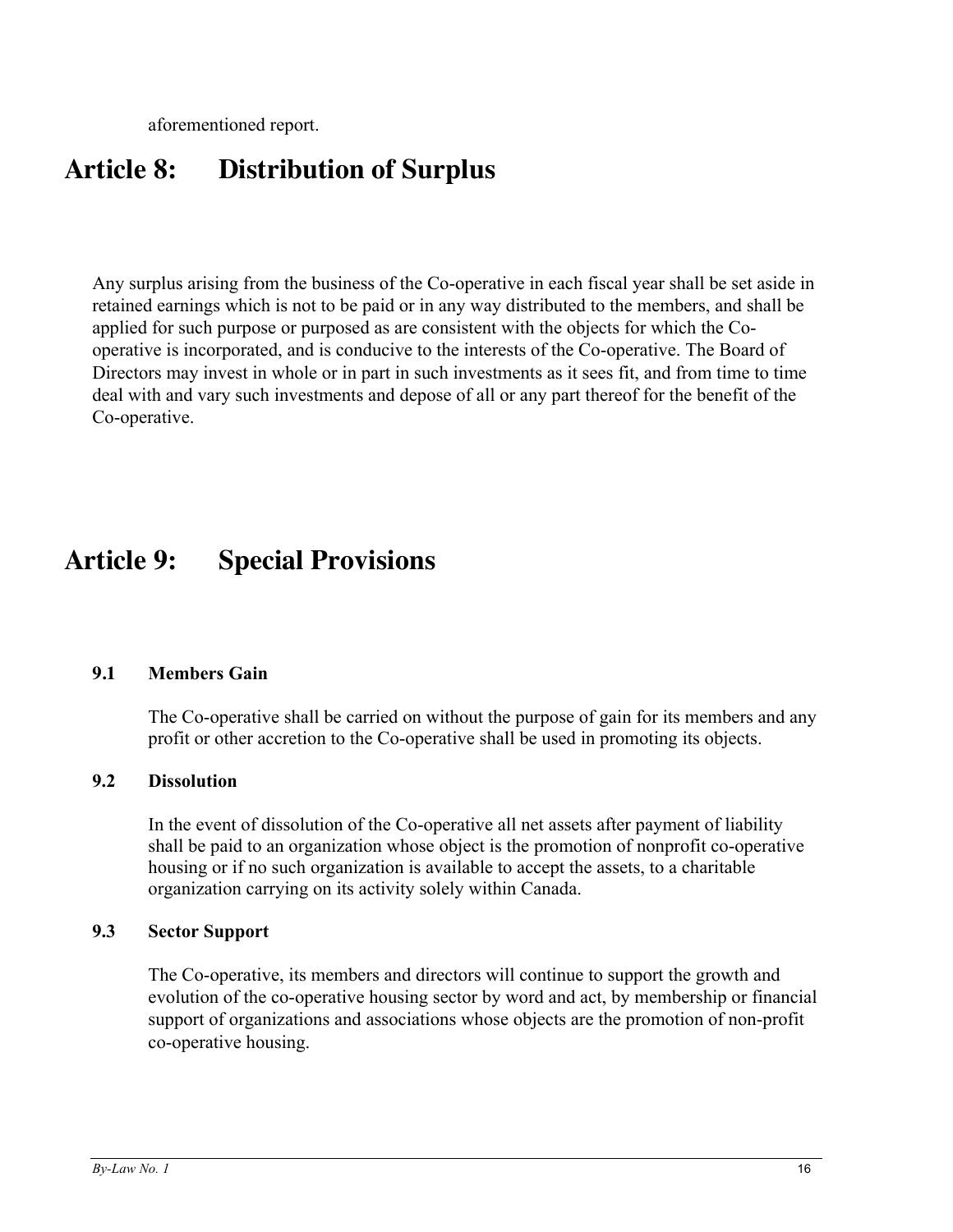aforementioned report.

# Article 8: Distribution of Surplus

Any surplus arising from the business of the Co-operative in each fiscal year shall be set aside in retained earnings which is not to be paid or in any way distributed to the members, and shall be applied for such purpose or purposed as are consistent with the objects for which the Co-operative is incorporated, and is conducive to the interests of the Co-operative. The Board of Directors may invest in whole or in part in such investments as it sees fit, and from time to time deal with and vary such investments and depose of all or any part thereof for the benefit of the Co-operative.

# Article 9: Special Provisions

### 9.1 Members Gain

The Co-operative shall be carried on without the purpose of gain for its members and any profit or other accretion to the Co-operative shall be used in promoting its objects.

### 9.2 Dissolution

In the event of dissolution of the Co-operative all net assets after payment of liability shall be paid to an organization whose object is the promotion of nonprofit co-operative housing or if no such organization is available to accept the assets, to a charitable organization carrying on its activity solely within Canada.

### 9.3 Sector Support

The Co-operative, its members and directors will continue to support the growth and evolution of the co-operative housing sector by word and act, by membership or financial support of organizations and associations whose objects are the promotion of non-profit co-operative housing.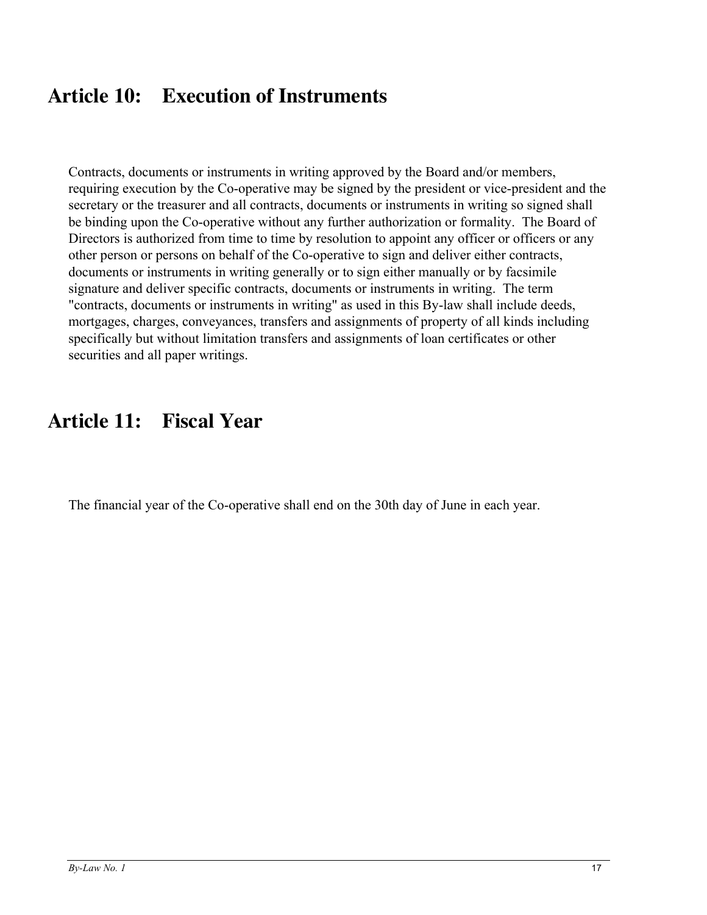## Article 10: Execution of Instruments

Contracts, documents or instruments in writing approved by the Board and/or members, requiring execution by the Co-operative may be signed by the president or vice-president and the secretary or the treasurer and all contracts, documents or instruments in writing so signed shall be binding upon the Co-operative without any further authorization or formality. The Board of Directors is authorized from time to time by resolution to appoint any officer or officers or any other person or persons on behalf of the Co-operative to sign and deliver either contracts, documents or instruments in writing generally or to sign either manually or by facsimile signature and deliver specific contracts, documents or instruments in writing. The term "contracts, documents or instruments in writing" as used in this By-law shall include deeds, mortgages, charges, conveyances, transfers and assignments of property of all kinds including specifically but without limitation transfers and assignments of loan certificates or other securities and all paper writings.

## Article 11: Fiscal Year

The financial year of the Co-operative shall end on the 30th day of June in each year.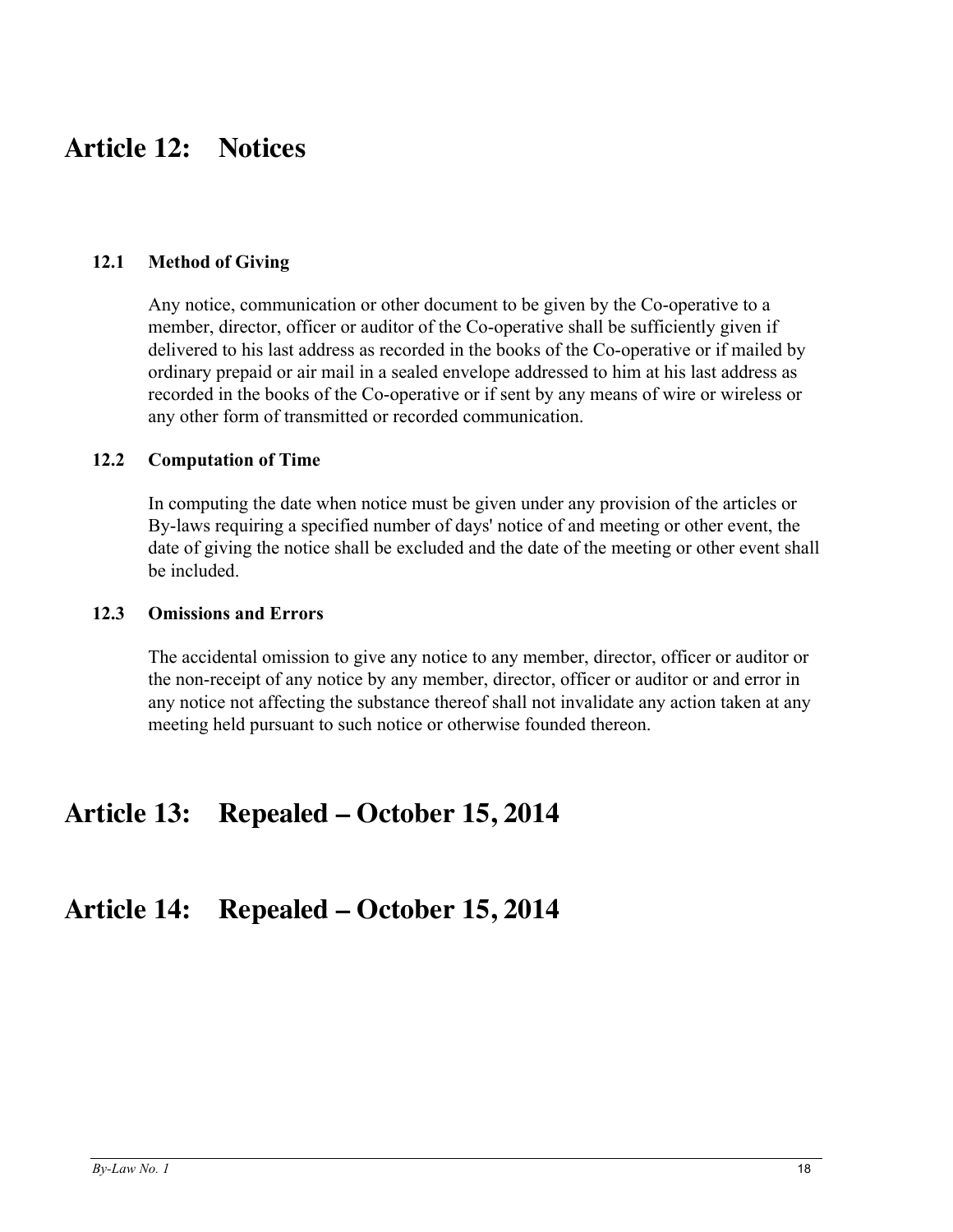# Article 12: Notices

### 12.1 Method of Giving

Any notice, communication or other document to be given by the Co-operative to a member, director, officer or auditor of the Co-operative shall be sufficiently given if delivered to his last address as recorded in the books of the Co-operative or if mailed by ordinary prepaid or air mail in a sealed envelope addressed to him at his last address as recorded in the books of the Co-operative or if sent by any means of wire or wireless or any other form of transmitted or recorded communication.

### 12.2 Computation of Time

In computing the date when notice must be given under any provision of the articles or By-laws requiring a specified number of days' notice of and meeting or other event, the date of giving the notice shall be excluded and the date of the meeting or other event shall be included.

### 12.3 Omissions and Errors

The accidental omission to give any notice to any member, director, officer or auditor or the non-receipt of any notice by any member, director, officer or auditor or and error in any notice not affecting the substance thereof shall not invalidate any action taken at any meeting held pursuant to such notice or otherwise founded thereon.

# Article 13: Repealed – October 15, 2014

# Article 14: Repealed – October 15, 2014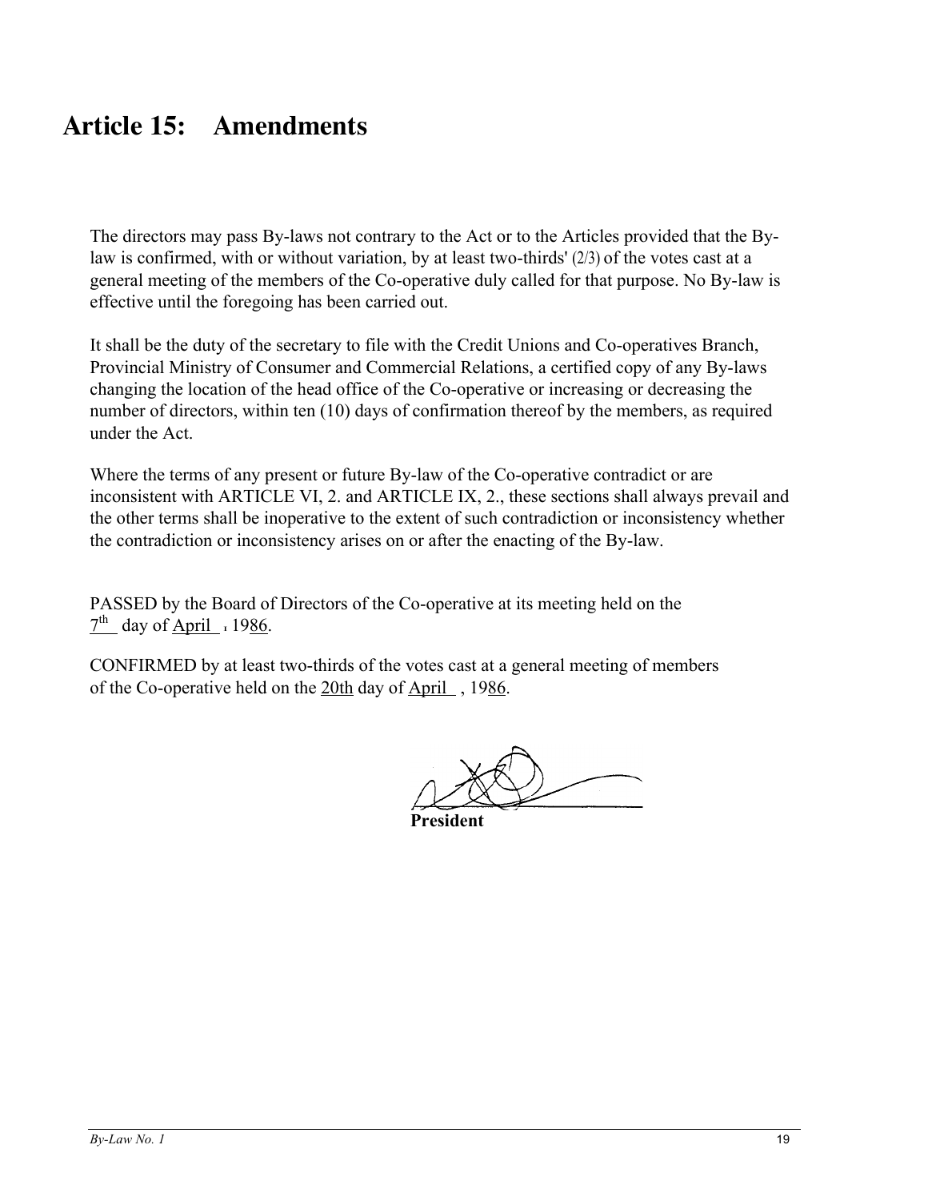# Article 15: Amendments

The directors may pass By-laws not contrary to the Act or to the Articles provided that the By-law is confirmed, with or without variation, by at least two-thirds' (2/3) of the votes cast at a general meeting of the members of the Co-operative duly called for that purpose. No By-law is effective until the foregoing has been carried out.

It shall be the duty of the secretary to file with the Credit Unions and Co-operatives Branch, Provincial Ministry of Consumer and Commercial Relations, a certified copy of any By-laws changing the location of the head office of the Co-operative or increasing or decreasing the number of directors, within ten (10) days of confirmation thereof by the members, as required under the Act.

Where the terms of any present or future By-law of the Co-operative contradict or are inconsistent with ARTICLE VI, 2. and ARTICLE IX, 2., these sections shall always prevail and the other terms shall be inoperative to the extent of such contradiction or inconsistency whether the contradiction or inconsistency arises on or after the enacting of the By-law.

PASSED by the Board of Directors of the Co-operative at its meeting held on the 7th day of April, 1986.

CONFIRMED by at least two-thirds of the votes cast at a general meeting of members of the Co-operative held on the 20th day of April, 1986.

**President**